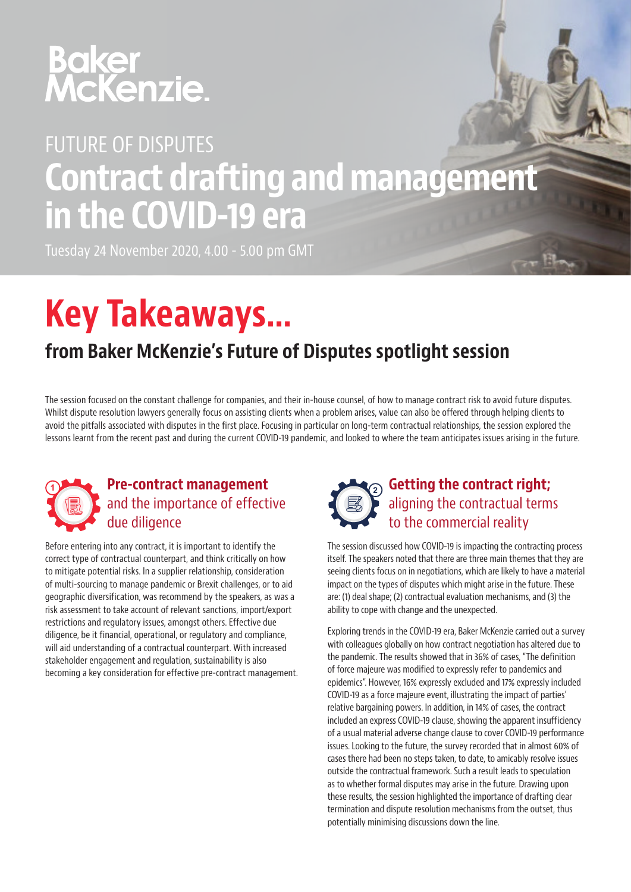Baker McKenzie.

FUTURE OF DISPUTES

# Contract drafting and management in the COVID-19 era

Tuesday 24 November 2020, 4.00 - 5.00 pm GMT

# Key Takeaways...

## from Baker McKenzie's Future of Disputes spotlight session

The session focused on the constant challenge for companies, and their in-house counsel, of how to manage contract risk to avoid future disputes. Whilst dispute resolution lawyers generally focus on assisting clients when a problem arises, value can also be offered through helping clients to avoid the pitfalls associated with disputes in the first place. Focusing in particular on long-term contractual relationships, the session explored the lessons learnt from the recent past and during the current COVID-19 pandemic, and looked to where the team anticipates issues arising in the future.

### 1. Pre-contract management and the importance of effective due diligence

Before entering into any contract, it is important to identify the correct type of contractual counterpart, and think critically on how to mitigate potential risks. In a supplier relationship, consideration of multi-sourcing to manage pandemic or Brexit challenges, or to aid geographic diversification, was recommend by the speakers, as was a risk assessment to take account of relevant sanctions, import/export restrictions and regulatory issues, amongst others. Effective due diligence, be it financial, operational, or regulatory and compliance, will aid understanding of a contractual counterpart. With increased stakeholder engagement and regulation, sustainability is also becoming a key consideration for effective pre-contract management.

### 2. Getting the contract right; aligning the contractual terms to the commercial reality

The session discussed how COVID-19 is impacting the contracting process itself. The speakers noted that there are three main themes that they are seeing clients focus on in negotiations, which are likely to have a material impact on the types of disputes which might arise in the future. These are: (1) deal shape; (2) contractual evaluation mechanisms, and (3) the ability to cope with change and the unexpected.

Exploring trends in the COVID-19 era, Baker McKenzie carried out a survey with colleagues globally on how contract negotiation has altered due to the pandemic. The results showed that in 36% of cases, "The definition of force majeure was modified to expressly refer to pandemics and epidemics". However, 16% expressly excluded and 17% expressly included COVID-19 as a force majeure event, illustrating the impact of parties' relative bargaining powers. In addition, in 14% of cases, the contract included an express COVID-19 clause, showing the apparent insufficiency of a usual material adverse change clause to cover COVID-19 performance issues. Looking to the future, the survey recorded that in almost 60% of cases there had been no steps taken, to date, to amicably resolve issues outside the contractual framework. Such a result leads to speculation as to whether formal disputes may arise in the future. Drawing upon these results, the session highlighted the importance of drafting clear termination and dispute resolution mechanisms from the outset, thus potentially minimising discussions down the line.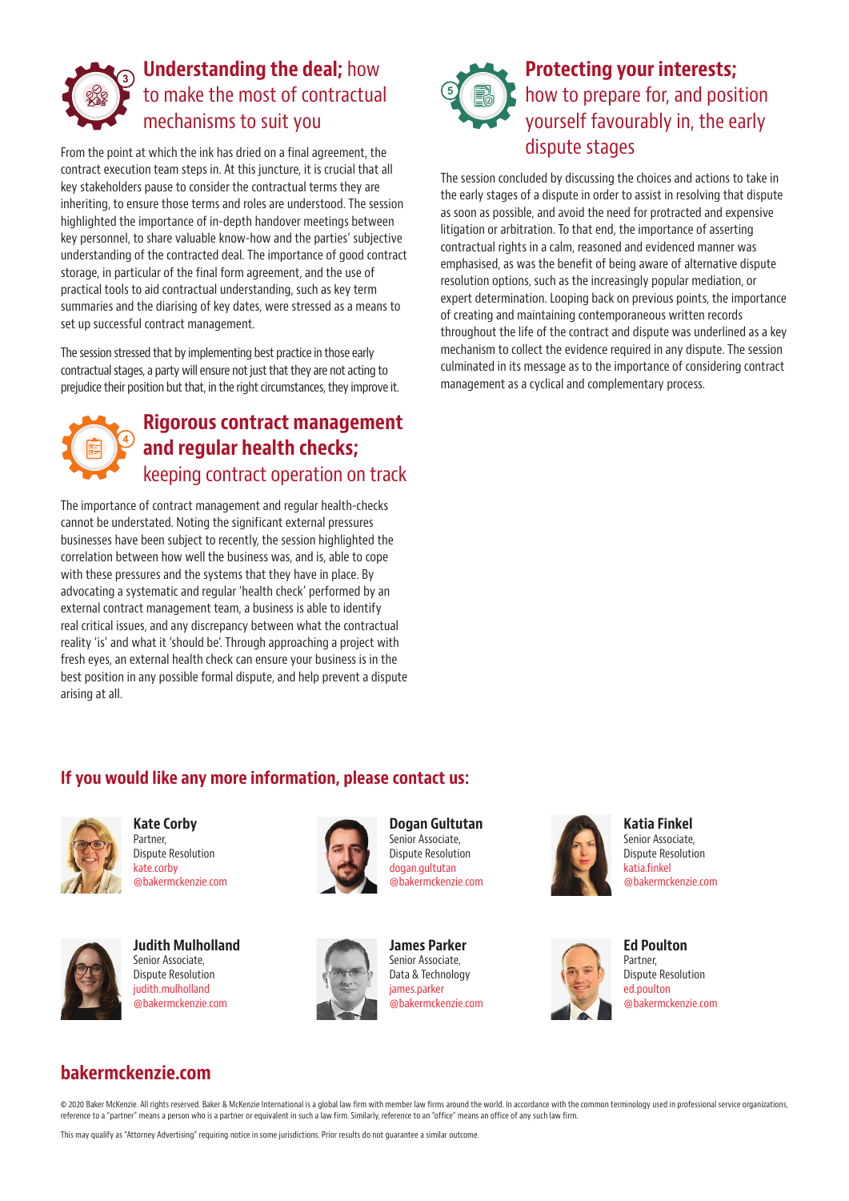## **Understanding the deal;** how to make the most of contractual mechanisms to suit you

From the point at which the ink has dried on a final agreement, the contract execution team steps in. At this juncture, it is crucial that all key stakeholders pause to consider the contractual terms they are inheriting, to ensure those terms and roles are understood. The session highlighted the importance of in-depth handover meetings between key personnel, to share valuable know-how and the parties' subjective understanding of the contracted deal. The importance of good contract storage, in particular of the final form agreement, and the use of practical tools to aid contractual understanding, such as key term summaries and the diarising of key dates, were stressed as a means to set up successful contract management.

The session stressed that by implementing best practice in those early contractual stages, a party will ensure not just that they are not acting to prejudice their position but that, in the right circumstances, they improve it.

## **Rigorous contract management and regular health checks;** keeping contract operation on track

The importance of contract management and regular health-checks cannot be understated. Noting the significant external pressures businesses have been subject to recently, the session highlighted the correlation between how well the business was, and is, able to cope with these pressures and the systems that they have in place. By advocating a systematic and regular 'health check' performed by an external contract management team, a business is able to identify real critical issues, and any discrepancy between what the contractual reality 'is' and what it 'should be'. Through approaching a project with fresh eyes, an external health check can ensure your business is in the best position in any possible formal dispute, and help prevent a dispute arising at all.

## **Protecting your interests;** how to prepare for, and position yourself favourably in, the early dispute stages

The session concluded by discussing the choices and actions to take in the early stages of a dispute in order to assist in resolving that dispute as soon as possible, and avoid the need for protracted and expensive litigation or arbitration. To that end, the importance of asserting contractual rights in a calm, reasoned and evidenced manner was emphasised, as was the benefit of being aware of alternative dispute resolution options, such as the increasingly popular mediation, or expert determination. Looping back on previous points, the importance of creating and maintaining contemporaneous written records throughout the life of the contract and dispute was underlined as a key mechanism to collect the evidence required in any dispute. The session culminated in its message as to the importance of considering contract management as a cyclical and complementary process.

### If you would like any more information, please contact us:

**Kate Corby**
Partner,
Dispute Resolution
kate.corby@bakermckenzie.com

**Dogan Gultutan**
Senior Associate,
Dispute Resolution
dogan.gultutan@bakermckenzie.com

**Katia Finkel**
Senior Associate,
Dispute Resolution
katia.finkel@bakermckenzie.com

**Judith Mulholland**
Senior Associate,
Dispute Resolution
judith.mulholland@bakermckenzie.com

**James Parker**
Senior Associate,
Data & Technology
james.parker@bakermckenzie.com

**Ed Poulton**
Partner,
Dispute Resolution
ed.poulton@bakermckenzie.com

## bakermckenzie.com

© 2020 Baker McKenzie. All rights reserved. Baker & McKenzie International is a global law firm with member law firms around the world. In accordance with the common terminology used in professional service organizations, reference to a "partner" means a person who is a partner or equivalent in such a law firm. Similarly, reference to an "office" means an office of any such law firm.

This may qualify as "Attorney Advertising" requiring notice in some jurisdictions. Prior results do not guarantee a similar outcome.